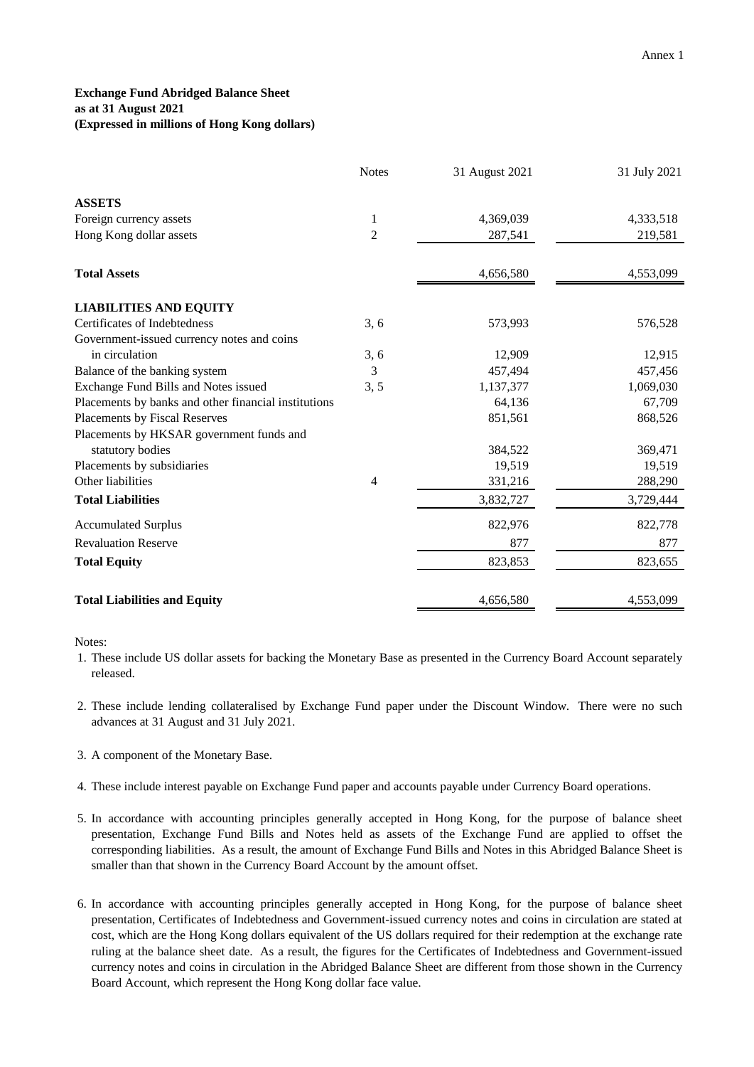Annex 1

**Exchange Fund Abridged Balance Sheet**
**as at 31 August 2021**
**(Expressed in millions of Hong Kong dollars)**

| | Notes | 31 August 2021 | 31 July 2021 |
|---|---|---|---|
| **ASSETS** | | | |
| Foreign currency assets | 1 | 4,369,039 | 4,333,518 |
| Hong Kong dollar assets | 2 | 287,541 | 219,581 |
| **Total Assets** | | 4,656,580 | 4,553,099 |
| **LIABILITIES AND EQUITY** | | | |
| Certificates of Indebtedness | 3, 6 | 573,993 | 576,528 |
| Government-issued currency notes and coins in circulation | 3, 6 | 12,909 | 12,915 |
| Balance of the banking system | 3 | 457,494 | 457,456 |
| Exchange Fund Bills and Notes issued | 3, 5 | 1,137,377 | 1,069,030 |
| Placements by banks and other financial institutions | | 64,136 | 67,709 |
| Placements by Fiscal Reserves | | 851,561 | 868,526 |
| Placements by HKSAR government funds and statutory bodies | | 384,522 | 369,471 |
| Placements by subsidiaries | | 19,519 | 19,519 |
| Other liabilities | 4 | 331,216 | 288,290 |
| **Total Liabilities** | | 3,832,727 | 3,729,444 |
| Accumulated Surplus | | 822,976 | 822,778 |
| Revaluation Reserve | | 877 | 877 |
| **Total Equity** | | 823,853 | 823,655 |
| **Total Liabilities and Equity** | | 4,656,580 | 4,553,099 |

Notes:

1. These include US dollar assets for backing the Monetary Base as presented in the Currency Board Account separately released.
2. These include lending collateralised by Exchange Fund paper under the Discount Window. There were no such advances at 31 August and 31 July 2021.
3. A component of the Monetary Base.
4. These include interest payable on Exchange Fund paper and accounts payable under Currency Board operations.
5. In accordance with accounting principles generally accepted in Hong Kong, for the purpose of balance sheet presentation, Exchange Fund Bills and Notes held as assets of the Exchange Fund are applied to offset the corresponding liabilities. As a result, the amount of Exchange Fund Bills and Notes in this Abridged Balance Sheet is smaller than that shown in the Currency Board Account by the amount offset.
6. In accordance with accounting principles generally accepted in Hong Kong, for the purpose of balance sheet presentation, Certificates of Indebtedness and Government-issued currency notes and coins in circulation are stated at cost, which are the Hong Kong dollars equivalent of the US dollars required for their redemption at the exchange rate ruling at the balance sheet date. As a result, the figures for the Certificates of Indebtedness and Government-issued currency notes and coins in circulation in the Abridged Balance Sheet are different from those shown in the Currency Board Account, which represent the Hong Kong dollar face value.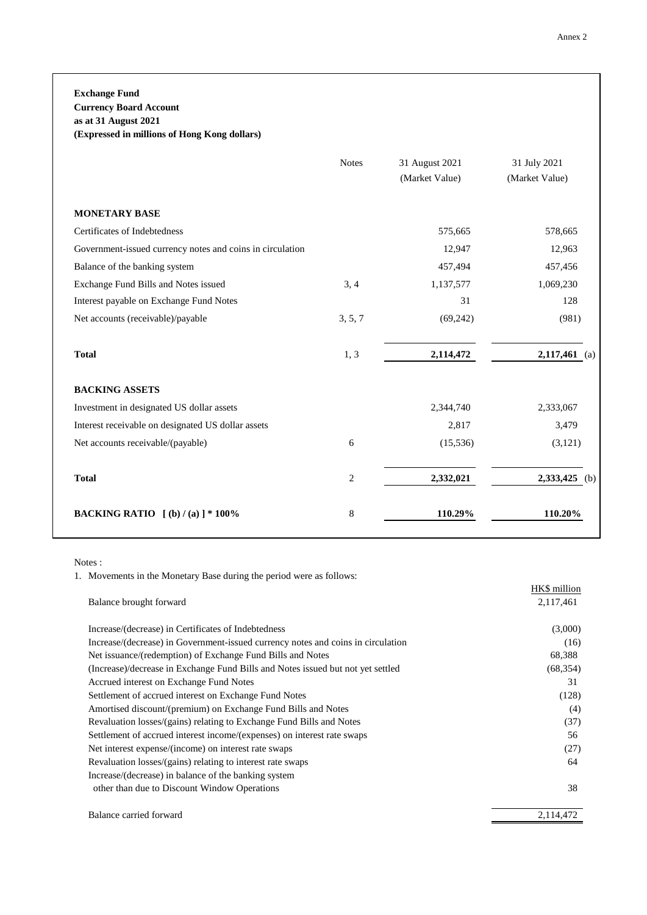Annex 2

**Exchange Fund**
**Currency Board Account**
**as at 31 August 2021**
**(Expressed in millions of Hong Kong dollars)**

| | Notes | 31 August 2021 (Market Value) | 31 July 2021 (Market Value) | |
|---|---|---|---|---|
| **MONETARY BASE** | | | | |
| Certificates of Indebtedness | | 575,665 | 578,665 | |
| Government-issued currency notes and coins in circulation | | 12,947 | 12,963 | |
| Balance of the banking system | | 457,494 | 457,456 | |
| Exchange Fund Bills and Notes issued | 3, 4 | 1,137,577 | 1,069,230 | |
| Interest payable on Exchange Fund Notes | | 31 | 128 | |
| Net accounts (receivable)/payable | 3, 5, 7 | (69,242) | (981) | |
| **Total** | 1, 3 | **2,114,472** | **2,117,461** | (a) |
| **BACKING ASSETS** | | | | |
| Investment in designated US dollar assets | | 2,344,740 | 2,333,067 | |
| Interest receivable on designated US dollar assets | | 2,817 | 3,479 | |
| Net accounts receivable/(payable) | 6 | (15,536) | (3,121) | |
| **Total** | 2 | **2,332,021** | **2,333,425** | (b) |
| **BACKING RATIO [ (b) / (a) ] * 100%** | 8 | **110.29%** | **110.20%** | |

Notes :

1. Movements in the Monetary Base during the period were as follows:

| | HK$ million |
|---|---|
| Balance brought forward | 2,117,461 |
| Increase/(decrease) in Certificates of Indebtedness | (3,000) |
| Increase/(decrease) in Government-issued currency notes and coins in circulation | (16) |
| Net issuance/(redemption) of Exchange Fund Bills and Notes | 68,388 |
| (Increase)/decrease in Exchange Fund Bills and Notes issued but not yet settled | (68,354) |
| Accrued interest on Exchange Fund Notes | 31 |
| Settlement of accrued interest on Exchange Fund Notes | (128) |
| Amortised discount/(premium) on Exchange Fund Bills and Notes | (4) |
| Revaluation losses/(gains) relating to Exchange Fund Bills and Notes | (37) |
| Settlement of accrued interest income/(expenses) on interest rate swaps | 56 |
| Net interest expense/(income) on interest rate swaps | (27) |
| Revaluation losses/(gains) relating to interest rate swaps | 64 |
| Increase/(decrease) in balance of the banking system other than due to Discount Window Operations | 38 |
| Balance carried forward | 2,114,472 |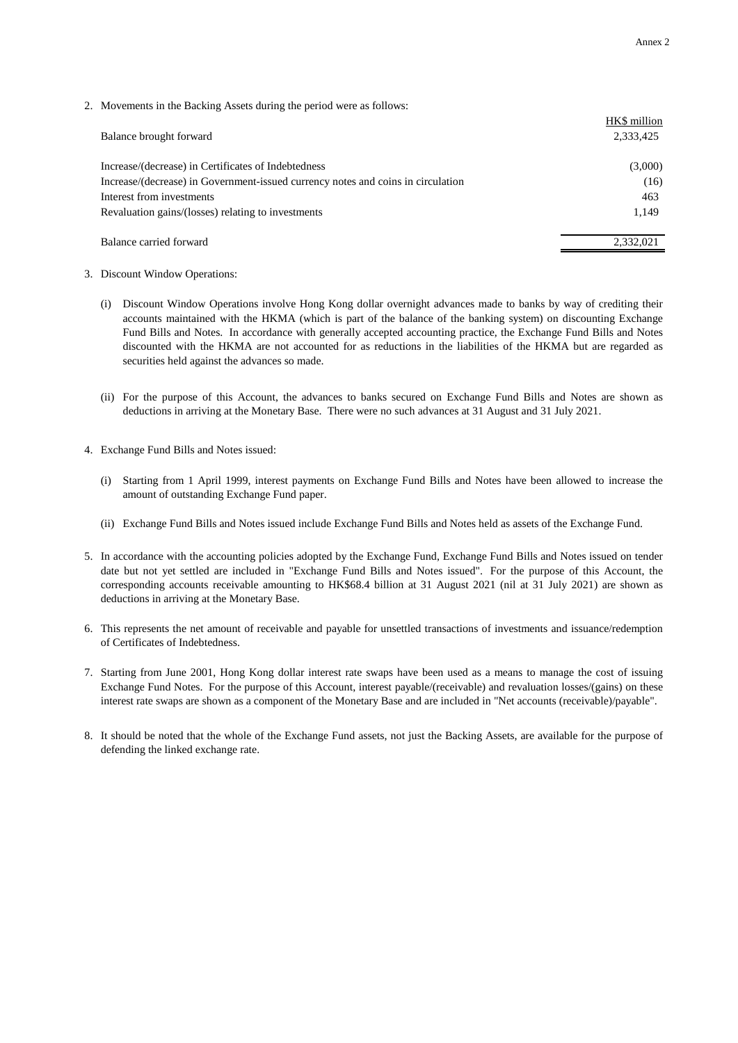2. Movements in the Backing Assets during the period were as follows:

| | HK$ million |
|---|---|
| Balance brought forward | 2,333,425 |
| | |
| Increase/(decrease) in Certificates of Indebtedness | (3,000) |
| Increase/(decrease) in Government-issued currency notes and coins in circulation | (16) |
| Interest from investments | 463 |
| Revaluation gains/(losses) relating to investments | 1,149 |
| | |
| Balance carried forward | 2,332,021 |

3. Discount Window Operations:

   (i) Discount Window Operations involve Hong Kong dollar overnight advances made to banks by way of crediting their accounts maintained with the HKMA (which is part of the balance of the banking system) on discounting Exchange Fund Bills and Notes. In accordance with generally accepted accounting practice, the Exchange Fund Bills and Notes discounted with the HKMA are not accounted for as reductions in the liabilities of the HKMA but are regarded as securities held against the advances so made.

   (ii) For the purpose of this Account, the advances to banks secured on Exchange Fund Bills and Notes are shown as deductions in arriving at the Monetary Base. There were no such advances at 31 August and 31 July 2021.

4. Exchange Fund Bills and Notes issued:

   (i) Starting from 1 April 1999, interest payments on Exchange Fund Bills and Notes have been allowed to increase the amount of outstanding Exchange Fund paper.

   (ii) Exchange Fund Bills and Notes issued include Exchange Fund Bills and Notes held as assets of the Exchange Fund.

5. In accordance with the accounting policies adopted by the Exchange Fund, Exchange Fund Bills and Notes issued on tender date but not yet settled are included in "Exchange Fund Bills and Notes issued". For the purpose of this Account, the corresponding accounts receivable amounting to HK$68.4 billion at 31 August 2021 (nil at 31 July 2021) are shown as deductions in arriving at the Monetary Base.

6. This represents the net amount of receivable and payable for unsettled transactions of investments and issuance/redemption of Certificates of Indebtedness.

7. Starting from June 2001, Hong Kong dollar interest rate swaps have been used as a means to manage the cost of issuing Exchange Fund Notes. For the purpose of this Account, interest payable/(receivable) and revaluation losses/(gains) on these interest rate swaps are shown as a component of the Monetary Base and are included in "Net accounts (receivable)/payable".

8. It should be noted that the whole of the Exchange Fund assets, not just the Backing Assets, are available for the purpose of defending the linked exchange rate.